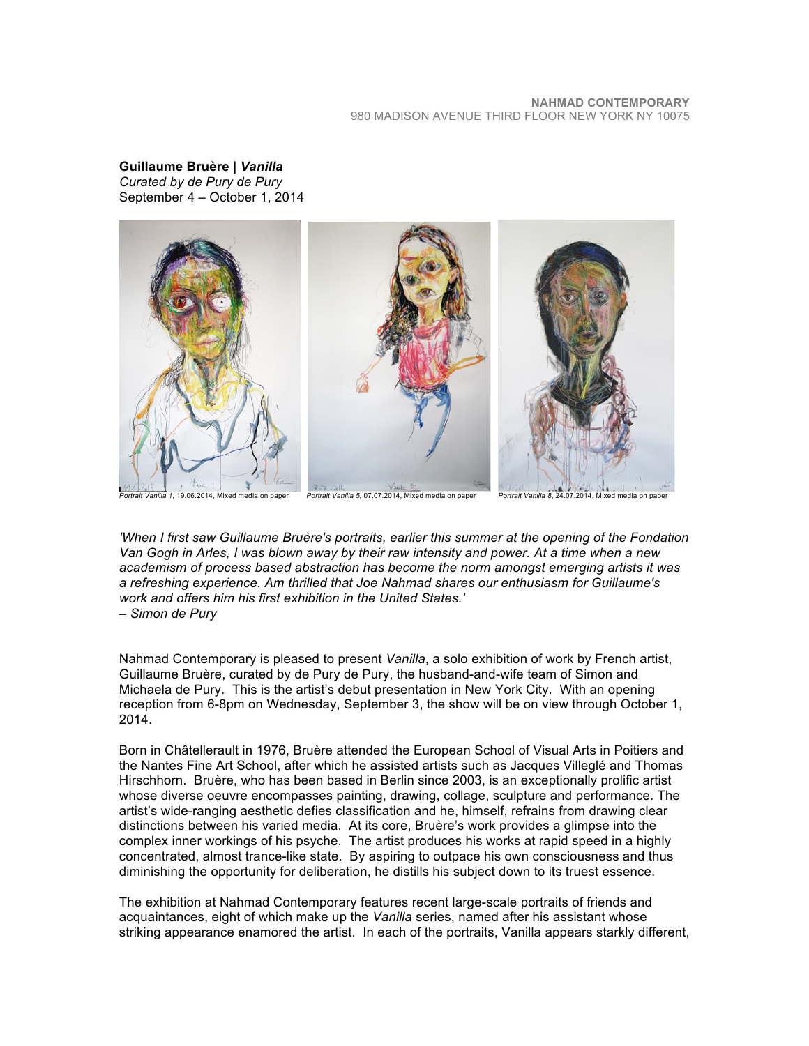NAHMAD CONTEMPORARY
980 MADISON AVENUE THIRD FLOOR NEW YORK NY 10075

**Guillaume Bruère | *Vanilla***
*Curated by de Pury de Pury*
September 4 – October 1, 2014

*Portrait Vanilla 1*, 19.06.2014, Mixed media on paper *Portrait Vanilla 5*, 07.07.2014, Mixed media on paper *Portrait Vanilla 8*, 24.07.2014, Mixed media on paper

*'When I first saw Guillaume Bruère's portraits, earlier this summer at the opening of the Fondation Van Gogh in Arles, I was blown away by their raw intensity and power. At a time when a new academism of process based abstraction has become the norm amongst emerging artists it was a refreshing experience. Am thrilled that Joe Nahmad shares our enthusiasm for Guillaume's work and offers him his first exhibition in the United States.'*
*– Simon de Pury*

Nahmad Contemporary is pleased to present *Vanilla*, a solo exhibition of work by French artist, Guillaume Bruère, curated by de Pury de Pury, the husband-and-wife team of Simon and Michaela de Pury. This is the artist's debut presentation in New York City. With an opening reception from 6-8pm on Wednesday, September 3, the show will be on view through October 1, 2014.

Born in Châtellerault in 1976, Bruère attended the European School of Visual Arts in Poitiers and the Nantes Fine Art School, after which he assisted artists such as Jacques Villeglé and Thomas Hirschhorn. Bruère, who has been based in Berlin since 2003, is an exceptionally prolific artist whose diverse oeuvre encompasses painting, drawing, collage, sculpture and performance. The artist's wide-ranging aesthetic defies classification and he, himself, refrains from drawing clear distinctions between his varied media. At its core, Bruère's work provides a glimpse into the complex inner workings of his psyche. The artist produces his works at rapid speed in a highly concentrated, almost trance-like state. By aspiring to outpace his own consciousness and thus diminishing the opportunity for deliberation, he distills his subject down to its truest essence.

The exhibition at Nahmad Contemporary features recent large-scale portraits of friends and acquaintances, eight of which make up the *Vanilla* series, named after his assistant whose striking appearance enamored the artist. In each of the portraits, Vanilla appears starkly different,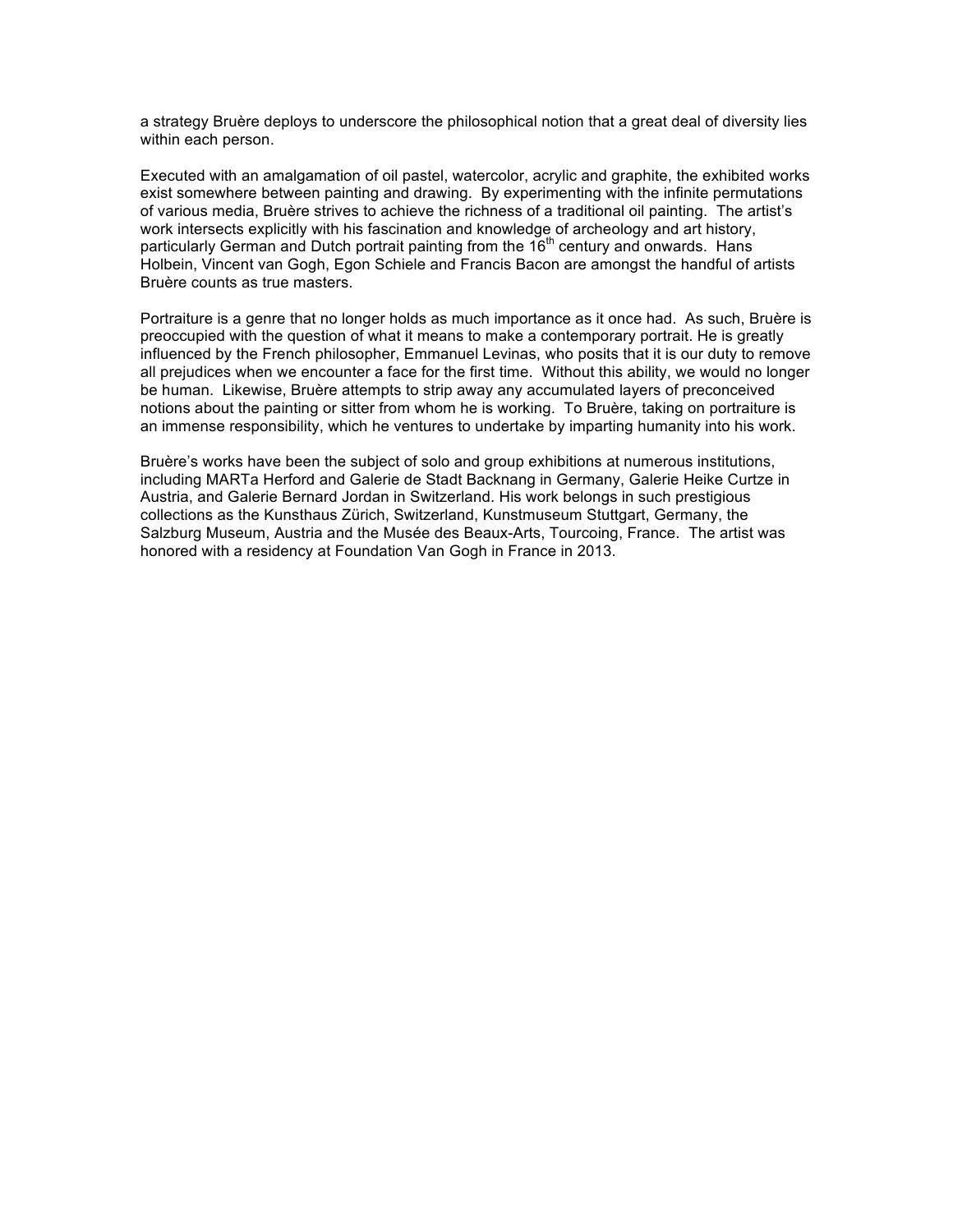a strategy Bruère deploys to underscore the philosophical notion that a great deal of diversity lies within each person.

Executed with an amalgamation of oil pastel, watercolor, acrylic and graphite, the exhibited works exist somewhere between painting and drawing. By experimenting with the infinite permutations of various media, Bruère strives to achieve the richness of a traditional oil painting. The artist's work intersects explicitly with his fascination and knowledge of archeology and art history, particularly German and Dutch portrait painting from the 16th century and onwards. Hans Holbein, Vincent van Gogh, Egon Schiele and Francis Bacon are amongst the handful of artists Bruère counts as true masters.

Portraiture is a genre that no longer holds as much importance as it once had. As such, Bruère is preoccupied with the question of what it means to make a contemporary portrait. He is greatly influenced by the French philosopher, Emmanuel Levinas, who posits that it is our duty to remove all prejudices when we encounter a face for the first time. Without this ability, we would no longer be human. Likewise, Bruère attempts to strip away any accumulated layers of preconceived notions about the painting or sitter from whom he is working. To Bruère, taking on portraiture is an immense responsibility, which he ventures to undertake by imparting humanity into his work.

Bruère's works have been the subject of solo and group exhibitions at numerous institutions, including MARTa Herford and Galerie de Stadt Backnang in Germany, Galerie Heike Curtze in Austria, and Galerie Bernard Jordan in Switzerland. His work belongs in such prestigious collections as the Kunsthaus Zürich, Switzerland, Kunstmuseum Stuttgart, Germany, the Salzburg Museum, Austria and the Musée des Beaux-Arts, Tourcoing, France. The artist was honored with a residency at Foundation Van Gogh in France in 2013.